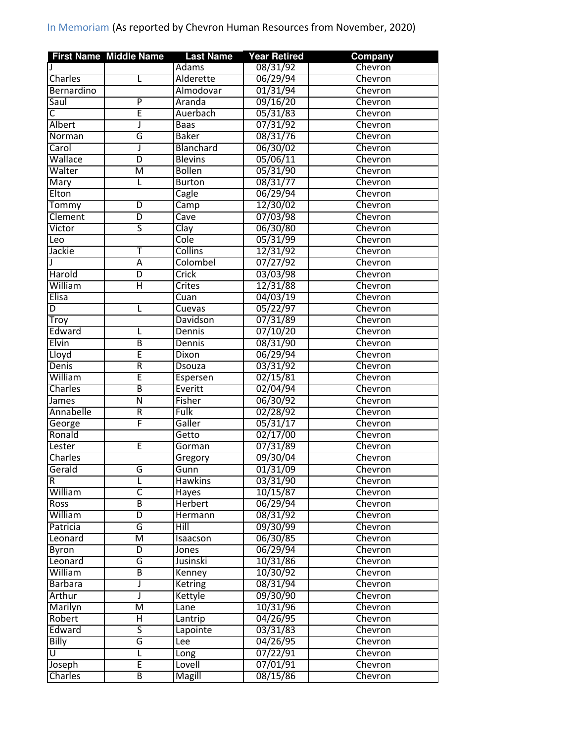In Memoriam (As reported by Chevron Human Resources from November, 2020)

| First Name | Middle Name | Last Name | Year Retired | Company |
|---|---|---|---|---|
| J | | Adams | 08/31/92 | Chevron |
| Charles | L | Alderette | 06/29/94 | Chevron |
| Bernardino | | Almodovar | 01/31/94 | Chevron |
| Saul | P | Aranda | 09/16/20 | Chevron |
| C | E | Auerbach | 05/31/83 | Chevron |
| Albert | J | Baas | 07/31/92 | Chevron |
| Norman | G | Baker | 08/31/76 | Chevron |
| Carol | J | Blanchard | 06/30/02 | Chevron |
| Wallace | D | Blevins | 05/06/11 | Chevron |
| Walter | M | Bollen | 05/31/90 | Chevron |
| Mary | L | Burton | 08/31/77 | Chevron |
| Elton | | Cagle | 06/29/94 | Chevron |
| Tommy | D | Camp | 12/30/02 | Chevron |
| Clement | D | Cave | 07/03/98 | Chevron |
| Victor | S | Clay | 06/30/80 | Chevron |
| Leo | | Cole | 05/31/99 | Chevron |
| Jackie | T | Collins | 12/31/92 | Chevron |
| J | A | Colombel | 07/27/92 | Chevron |
| Harold | D | Crick | 03/03/98 | Chevron |
| William | H | Crites | 12/31/88 | Chevron |
| Elisa | | Cuan | 04/03/19 | Chevron |
| D | L | Cuevas | 05/22/97 | Chevron |
| Troy | | Davidson | 07/31/89 | Chevron |
| Edward | L | Dennis | 07/10/20 | Chevron |
| Elvin | B | Dennis | 08/31/90 | Chevron |
| Lloyd | E | Dixon | 06/29/94 | Chevron |
| Denis | R | Dsouza | 03/31/92 | Chevron |
| William | E | Espersen | 02/15/81 | Chevron |
| Charles | B | Everitt | 02/04/94 | Chevron |
| James | N | Fisher | 06/30/92 | Chevron |
| Annabelle | R | Fulk | 02/28/92 | Chevron |
| George | F | Galler | 05/31/17 | Chevron |
| Ronald | | Getto | 02/17/00 | Chevron |
| Lester | E | Gorman | 07/31/89 | Chevron |
| Charles | | Gregory | 09/30/04 | Chevron |
| Gerald | G | Gunn | 01/31/09 | Chevron |
| R | L | Hawkins | 03/31/90 | Chevron |
| William | C | Hayes | 10/15/87 | Chevron |
| Ross | B | Herbert | 06/29/94 | Chevron |
| William | D | Hermann | 08/31/92 | Chevron |
| Patricia | G | Hill | 09/30/99 | Chevron |
| Leonard | M | Isaacson | 06/30/85 | Chevron |
| Byron | D | Jones | 06/29/94 | Chevron |
| Leonard | G | Jusinski | 10/31/86 | Chevron |
| William | B | Kenney | 10/30/92 | Chevron |
| Barbara | J | Ketring | 08/31/94 | Chevron |
| Arthur | J | Kettyle | 09/30/90 | Chevron |
| Marilyn | M | Lane | 10/31/96 | Chevron |
| Robert | H | Lantrip | 04/26/95 | Chevron |
| Edward | S | Lapointe | 03/31/83 | Chevron |
| Billy | G | Lee | 04/26/95 | Chevron |
| U | L | Long | 07/22/91 | Chevron |
| Joseph | E | Lovell | 07/01/91 | Chevron |
| Charles | B | Magill | 08/15/86 | Chevron |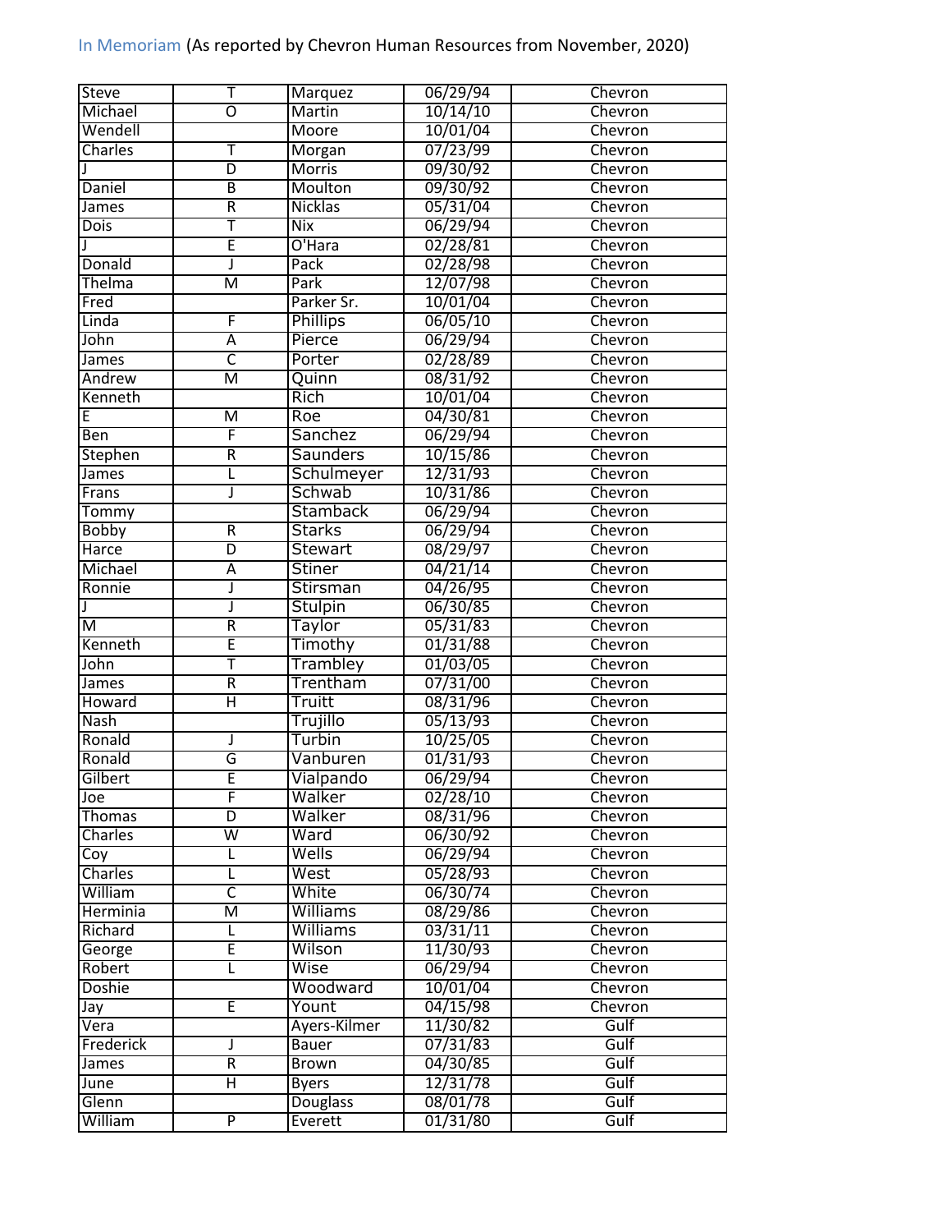In Memoriam (As reported by Chevron Human Resources from November, 2020)

| | | | | |
|---|---|---|---|---|
| Steve | T | Marquez | 06/29/94 | Chevron |
| Michael | O | Martin | 10/14/10 | Chevron |
| Wendell | | Moore | 10/01/04 | Chevron |
| Charles | T | Morgan | 07/23/99 | Chevron |
| J | D | Morris | 09/30/92 | Chevron |
| Daniel | B | Moulton | 09/30/92 | Chevron |
| James | R | Nicklas | 05/31/04 | Chevron |
| Dois | T | Nix | 06/29/94 | Chevron |
| J | E | O'Hara | 02/28/81 | Chevron |
| Donald | J | Pack | 02/28/98 | Chevron |
| Thelma | M | Park | 12/07/98 | Chevron |
| Fred | | Parker Sr. | 10/01/04 | Chevron |
| Linda | F | Phillips | 06/05/10 | Chevron |
| John | A | Pierce | 06/29/94 | Chevron |
| James | C | Porter | 02/28/89 | Chevron |
| Andrew | M | Quinn | 08/31/92 | Chevron |
| Kenneth | | Rich | 10/01/04 | Chevron |
| E | M | Roe | 04/30/81 | Chevron |
| Ben | F | Sanchez | 06/29/94 | Chevron |
| Stephen | R | Saunders | 10/15/86 | Chevron |
| James | L | Schulmeyer | 12/31/93 | Chevron |
| Frans | J | Schwab | 10/31/86 | Chevron |
| Tommy | | Stamback | 06/29/94 | Chevron |
| Bobby | R | Starks | 06/29/94 | Chevron |
| Harce | D | Stewart | 08/29/97 | Chevron |
| Michael | A | Stiner | 04/21/14 | Chevron |
| Ronnie | J | Stirsman | 04/26/95 | Chevron |
| J | J | Stulpin | 06/30/85 | Chevron |
| M | R | Taylor | 05/31/83 | Chevron |
| Kenneth | E | Timothy | 01/31/88 | Chevron |
| John | T | Trambley | 01/03/05 | Chevron |
| James | R | Trentham | 07/31/00 | Chevron |
| Howard | H | Truitt | 08/31/96 | Chevron |
| Nash | | Trujillo | 05/13/93 | Chevron |
| Ronald | J | Turbin | 10/25/05 | Chevron |
| Ronald | G | Vanburen | 01/31/93 | Chevron |
| Gilbert | E | Vialpando | 06/29/94 | Chevron |
| Joe | F | Walker | 02/28/10 | Chevron |
| Thomas | D | Walker | 08/31/96 | Chevron |
| Charles | W | Ward | 06/30/92 | Chevron |
| Coy | L | Wells | 06/29/94 | Chevron |
| Charles | L | West | 05/28/93 | Chevron |
| William | C | White | 06/30/74 | Chevron |
| Herminia | M | Williams | 08/29/86 | Chevron |
| Richard | L | Williams | 03/31/11 | Chevron |
| George | E | Wilson | 11/30/93 | Chevron |
| Robert | L | Wise | 06/29/94 | Chevron |
| Doshie | | Woodward | 10/01/04 | Chevron |
| Jay | E | Yount | 04/15/98 | Chevron |
| Vera | | Ayers-Kilmer | 11/30/82 | Gulf |
| Frederick | J | Bauer | 07/31/83 | Gulf |
| James | R | Brown | 04/30/85 | Gulf |
| June | H | Byers | 12/31/78 | Gulf |
| Glenn | | Douglass | 08/01/78 | Gulf |
| William | P | Everett | 01/31/80 | Gulf |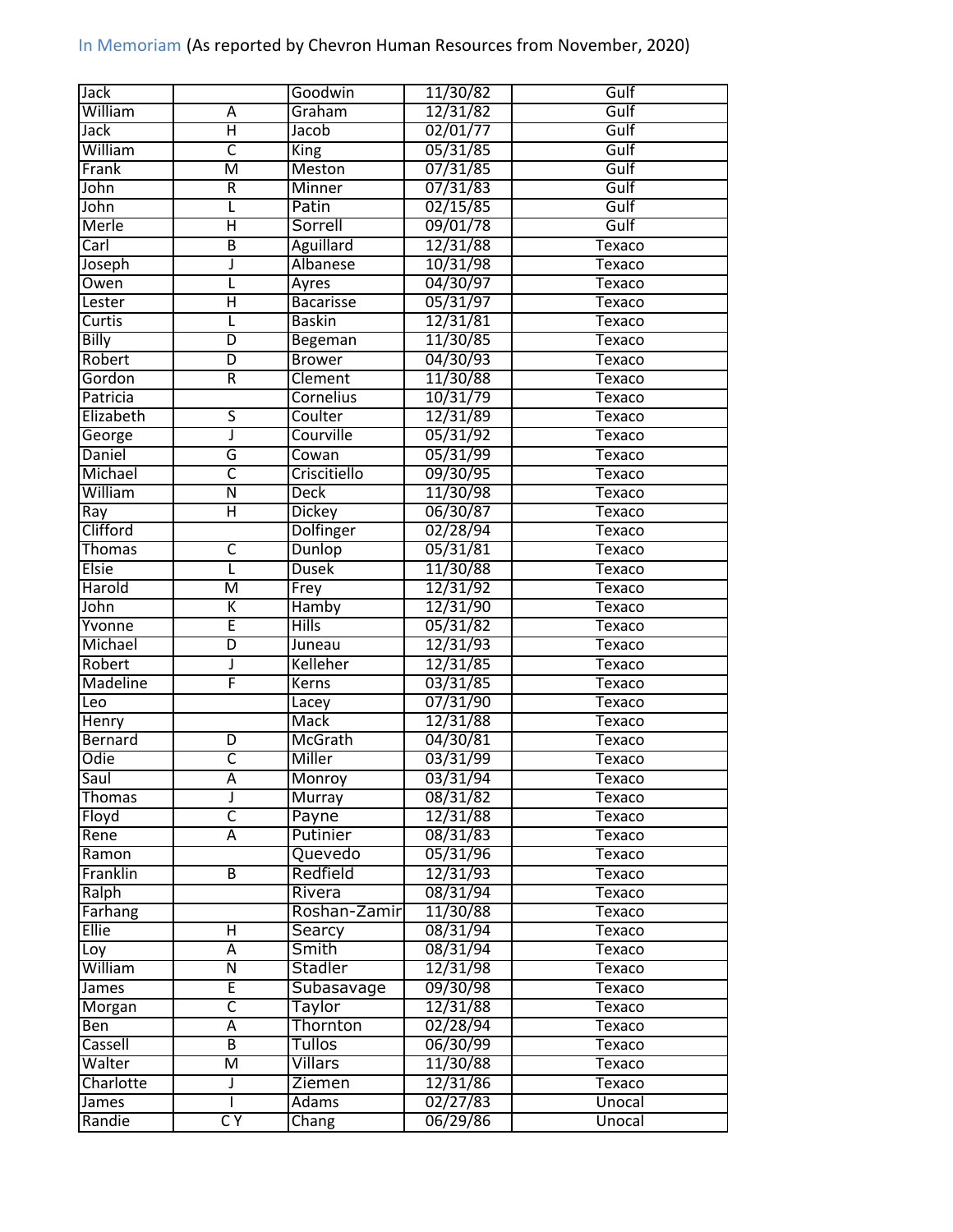In Memoriam (As reported by Chevron Human Resources from November, 2020)

| | | | | |
|---|---|---|---|---|
| Jack | | Goodwin | 11/30/82 | Gulf |
| William | A | Graham | 12/31/82 | Gulf |
| Jack | H | Jacob | 02/01/77 | Gulf |
| William | C | King | 05/31/85 | Gulf |
| Frank | M | Meston | 07/31/85 | Gulf |
| John | R | Minner | 07/31/83 | Gulf |
| John | L | Patin | 02/15/85 | Gulf |
| Merle | H | Sorrell | 09/01/78 | Gulf |
| Carl | B | Aguillard | 12/31/88 | Texaco |
| Joseph | J | Albanese | 10/31/98 | Texaco |
| Owen | L | Ayres | 04/30/97 | Texaco |
| Lester | H | Bacarisse | 05/31/97 | Texaco |
| Curtis | L | Baskin | 12/31/81 | Texaco |
| Billy | D | Begeman | 11/30/85 | Texaco |
| Robert | D | Brower | 04/30/93 | Texaco |
| Gordon | R | Clement | 11/30/88 | Texaco |
| Patricia | | Cornelius | 10/31/79 | Texaco |
| Elizabeth | S | Coulter | 12/31/89 | Texaco |
| George | J | Courville | 05/31/92 | Texaco |
| Daniel | G | Cowan | 05/31/99 | Texaco |
| Michael | C | Criscitiello | 09/30/95 | Texaco |
| William | N | Deck | 11/30/98 | Texaco |
| Ray | H | Dickey | 06/30/87 | Texaco |
| Clifford | | Dolfinger | 02/28/94 | Texaco |
| Thomas | C | Dunlop | 05/31/81 | Texaco |
| Elsie | L | Dusek | 11/30/88 | Texaco |
| Harold | M | Frey | 12/31/92 | Texaco |
| John | K | Hamby | 12/31/90 | Texaco |
| Yvonne | E | Hills | 05/31/82 | Texaco |
| Michael | D | Juneau | 12/31/93 | Texaco |
| Robert | J | Kelleher | 12/31/85 | Texaco |
| Madeline | F | Kerns | 03/31/85 | Texaco |
| Leo | | Lacey | 07/31/90 | Texaco |
| Henry | | Mack | 12/31/88 | Texaco |
| Bernard | D | McGrath | 04/30/81 | Texaco |
| Odie | C | Miller | 03/31/99 | Texaco |
| Saul | A | Monroy | 03/31/94 | Texaco |
| Thomas | J | Murray | 08/31/82 | Texaco |
| Floyd | C | Payne | 12/31/88 | Texaco |
| Rene | A | Putinier | 08/31/83 | Texaco |
| Ramon | | Quevedo | 05/31/96 | Texaco |
| Franklin | B | Redfield | 12/31/93 | Texaco |
| Ralph | | Rivera | 08/31/94 | Texaco |
| Farhang | | Roshan-Zamir | 11/30/88 | Texaco |
| Ellie | H | Searcy | 08/31/94 | Texaco |
| Loy | A | Smith | 08/31/94 | Texaco |
| William | N | Stadler | 12/31/98 | Texaco |
| James | E | Subasavage | 09/30/98 | Texaco |
| Morgan | C | Taylor | 12/31/88 | Texaco |
| Ben | A | Thornton | 02/28/94 | Texaco |
| Cassell | B | Tullos | 06/30/99 | Texaco |
| Walter | M | Villars | 11/30/88 | Texaco |
| Charlotte | J | Ziemen | 12/31/86 | Texaco |
| James | I | Adams | 02/27/83 | Unocal |
| Randie | C Y | Chang | 06/29/86 | Unocal |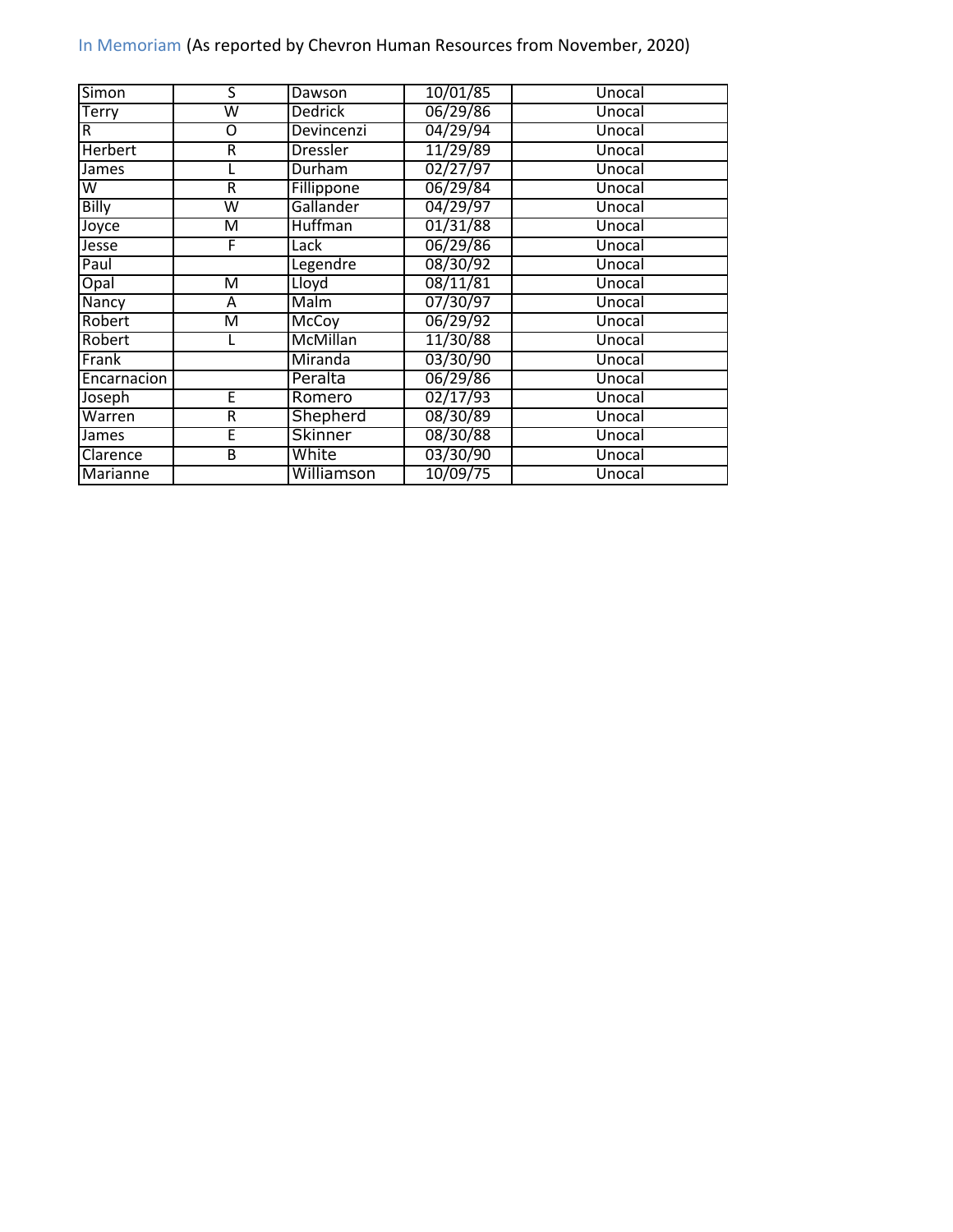In Memoriam (As reported by Chevron Human Resources from November, 2020)

| | | | | |
|---|---|---|---|---|
| Simon | S | Dawson | 10/01/85 | Unocal |
| Terry | W | Dedrick | 06/29/86 | Unocal |
| R | O | Devincenzi | 04/29/94 | Unocal |
| Herbert | R | Dressler | 11/29/89 | Unocal |
| James | L | Durham | 02/27/97 | Unocal |
| W | R | Fillippone | 06/29/84 | Unocal |
| Billy | W | Gallander | 04/29/97 | Unocal |
| Joyce | M | Huffman | 01/31/88 | Unocal |
| Jesse | F | Lack | 06/29/86 | Unocal |
| Paul | | Legendre | 08/30/92 | Unocal |
| Opal | M | Lloyd | 08/11/81 | Unocal |
| Nancy | A | Malm | 07/30/97 | Unocal |
| Robert | M | McCoy | 06/29/92 | Unocal |
| Robert | L | McMillan | 11/30/88 | Unocal |
| Frank | | Miranda | 03/30/90 | Unocal |
| Encarnacion | | Peralta | 06/29/86 | Unocal |
| Joseph | E | Romero | 02/17/93 | Unocal |
| Warren | R | Shepherd | 08/30/89 | Unocal |
| James | E | Skinner | 08/30/88 | Unocal |
| Clarence | B | White | 03/30/90 | Unocal |
| Marianne | | Williamson | 10/09/75 | Unocal |